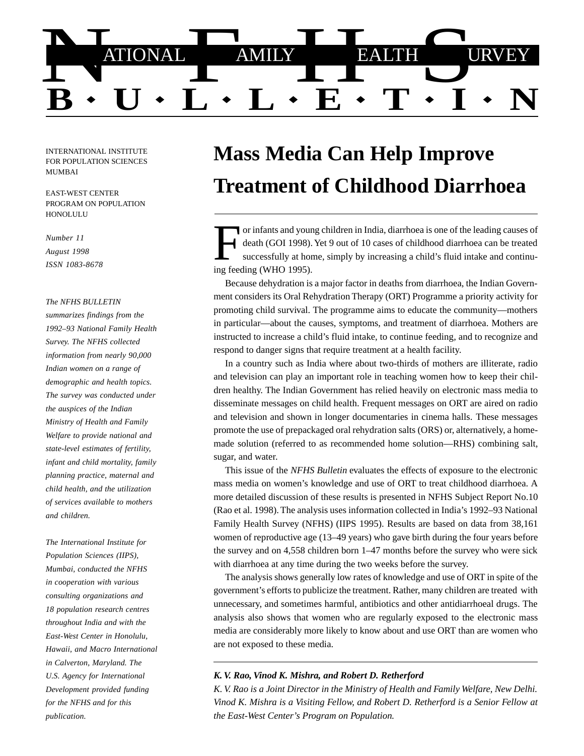# NATIONAL FAMILY HEALTH SURVEY BULLETIN

INTERNATIONAL INSTITUTE FOR POPULATION SCIENCES MUMBAI

EAST-WEST CENTER PROGRAM ON POPULATION HONOLULU

*Number 11*
*August 1998*
*ISSN 1083-8678*

*The NFHS BULLETIN summarizes findings from the 1992–93 National Family Health Survey. The NFHS collected information from nearly 90,000 Indian women on a range of demographic and health topics. The survey was conducted under the auspices of the Indian Ministry of Health and Family Welfare to provide national and state-level estimates of fertility, infant and child mortality, family planning practice, maternal and child health, and the utilization of services available to mothers and children.*

*The International Institute for Population Sciences (IIPS), Mumbai, conducted the NFHS in cooperation with various consulting organizations and 18 population research centres throughout India and with the East-West Center in Honolulu, Hawaii, and Macro International in Calverton, Maryland. The U.S. Agency for International Development provided funding for the NFHS and for this publication.*

# Mass Media Can Help Improve Treatment of Childhood Diarrhoea

For infants and young children in India, diarrhoea is one of the leading causes of death (GOI 1998). Yet 9 out of 10 cases of childhood diarrhoea can be treated successfully at home, simply by increasing a child's fluid intake and continuing feeding (WHO 1995).

Because dehydration is a major factor in deaths from diarrhoea, the Indian Government considers its Oral Rehydration Therapy (ORT) Programme a priority activity for promoting child survival. The programme aims to educate the community—mothers in particular—about the causes, symptoms, and treatment of diarrhoea. Mothers are instructed to increase a child's fluid intake, to continue feeding, and to recognize and respond to danger signs that require treatment at a health facility.

In a country such as India where about two-thirds of mothers are illiterate, radio and television can play an important role in teaching women how to keep their children healthy. The Indian Government has relied heavily on electronic mass media to disseminate messages on child health. Frequent messages on ORT are aired on radio and television and shown in longer documentaries in cinema halls. These messages promote the use of prepackaged oral rehydration salts (ORS) or, alternatively, a home-made solution (referred to as recommended home solution—RHS) combining salt, sugar, and water.

This issue of the *NFHS Bulletin* evaluates the effects of exposure to the electronic mass media on women's knowledge and use of ORT to treat childhood diarrhoea. A more detailed discussion of these results is presented in NFHS Subject Report No.10 (Rao et al. 1998). The analysis uses information collected in India's 1992–93 National Family Health Survey (NFHS) (IIPS 1995). Results are based on data from 38,161 women of reproductive age (13–49 years) who gave birth during the four years before the survey and on 4,558 children born 1–47 months before the survey who were sick with diarrhoea at any time during the two weeks before the survey.

The analysis shows generally low rates of knowledge and use of ORT in spite of the government's efforts to publicize the treatment. Rather, many children are treated with unnecessary, and sometimes harmful, antibiotics and other antidiarrhoeal drugs. The analysis also shows that women who are regularly exposed to the electronic mass media are considerably more likely to know about and use ORT than are women who are not exposed to these media.

---

***K. V. Rao, Vinod K. Mishra, and Robert D. Retherford***

*K. V. Rao is a Joint Director in the Ministry of Health and Family Welfare, New Delhi. Vinod K. Mishra is a Visiting Fellow, and Robert D. Retherford is a Senior Fellow at the East-West Center's Program on Population.*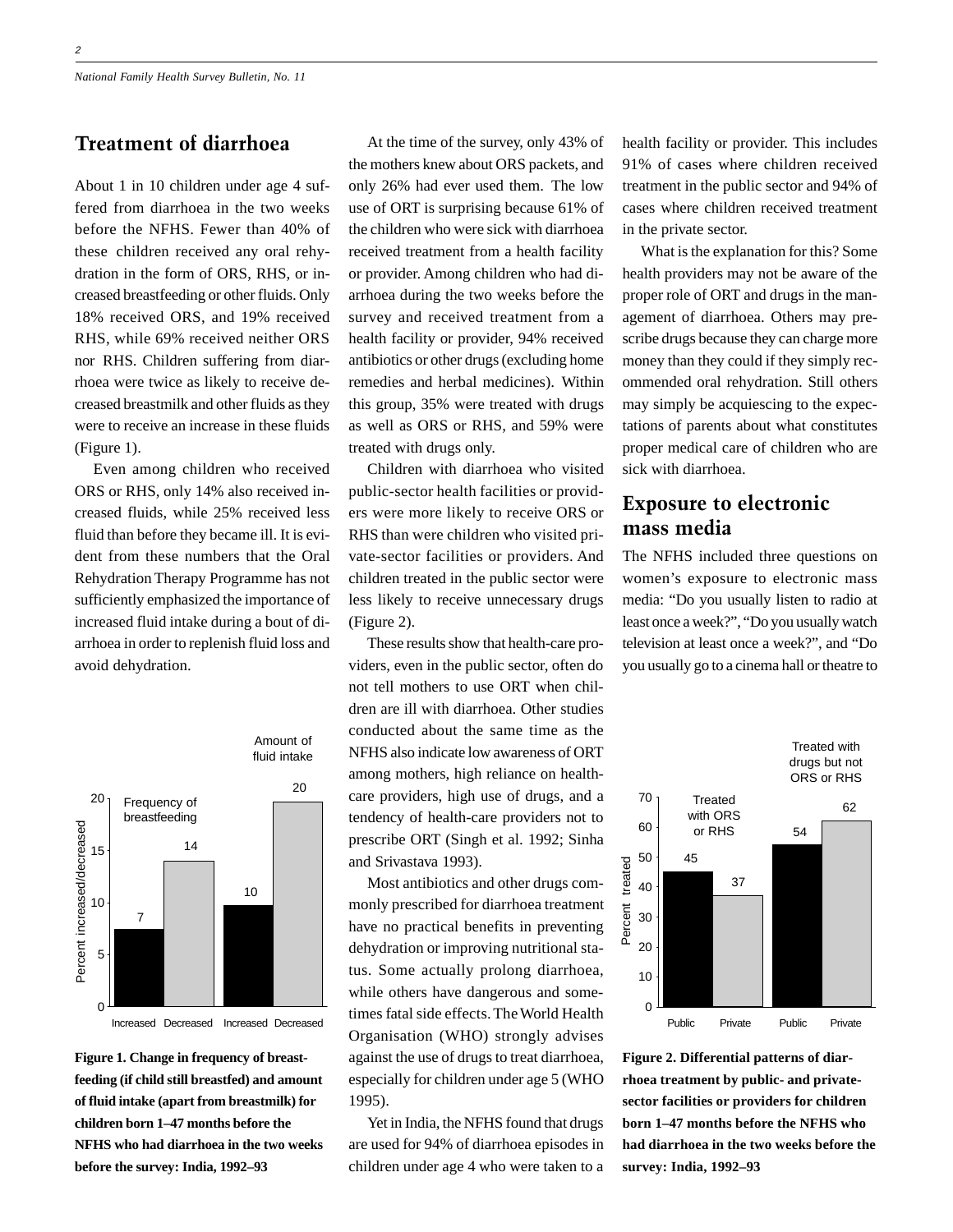## Treatment of diarrhoea

About 1 in 10 children under age 4 suffered from diarrhoea in the two weeks before the NFHS. Fewer than 40% of these children received any oral rehydration in the form of ORS, RHS, or increased breastfeeding or other fluids. Only 18% received ORS, and 19% received RHS, while 69% received neither ORS nor RHS. Children suffering from diarrhoea were twice as likely to receive decreased breastmilk and other fluids as they were to receive an increase in these fluids (Figure 1).

Even among children who received ORS or RHS, only 14% also received increased fluids, while 25% received less fluid than before they became ill. It is evident from these numbers that the Oral Rehydration Therapy Programme has not sufficiently emphasized the importance of increased fluid intake during a bout of diarrhoea in order to replenish fluid loss and avoid dehydration.

**Figure 1. Change in frequency of breastfeeding (if child still breastfed) and amount of fluid intake (apart from breastmilk) for children born 1–47 months before the NFHS who had diarrhoea in the two weeks before the survey: India, 1992–93**

At the time of the survey, only 43% of the mothers knew about ORS packets, and only 26% had ever used them. The low use of ORT is surprising because 61% of the children who were sick with diarrhoea received treatment from a health facility or provider. Among children who had diarrhoea during the two weeks before the survey and received treatment from a health facility or provider, 94% received antibiotics or other drugs (excluding home remedies and herbal medicines). Within this group, 35% were treated with drugs as well as ORS or RHS, and 59% were treated with drugs only.

Children with diarrhoea who visited public-sector health facilities or providers were more likely to receive ORS or RHS than were children who visited private-sector facilities or providers. And children treated in the public sector were less likely to receive unnecessary drugs (Figure 2).

These results show that health-care providers, even in the public sector, often do not tell mothers to use ORT when children are ill with diarrhoea. Other studies conducted about the same time as the NFHS also indicate low awareness of ORT among mothers, high reliance on health-care providers, high use of drugs, and a tendency of health-care providers not to prescribe ORT (Singh et al. 1992; Sinha and Srivastava 1993).

Most antibiotics and other drugs commonly prescribed for diarrhoea treatment have no practical benefits in preventing dehydration or improving nutritional status. Some actually prolong diarrhoea, while others have dangerous and sometimes fatal side effects. The World Health Organisation (WHO) strongly advises against the use of drugs to treat diarrhoea, especially for children under age 5 (WHO 1995).

Yet in India, the NFHS found that drugs are used for 94% of diarrhoea episodes in children under age 4 who were taken to a health facility or provider. This includes 91% of cases where children received treatment in the public sector and 94% of cases where children received treatment in the private sector.

What is the explanation for this? Some health providers may not be aware of the proper role of ORT and drugs in the management of diarrhoea. Others may prescribe drugs because they can charge more money than they could if they simply recommended oral rehydration. Still others may simply be acquiescing to the expectations of parents about what constitutes proper medical care of children who are sick with diarrhoea.

**Figure 2. Differential patterns of diarrhoea treatment by public- and private-sector facilities or providers for children born 1–47 months before the NFHS who had diarrhoea in the two weeks before the survey: India, 1992–93**

## Exposure to electronic mass media

The NFHS included three questions on women's exposure to electronic mass media: "Do you usually listen to radio at least once a week?", "Do you usually watch television at least once a week?", and "Do you usually go to a cinema hall or theatre to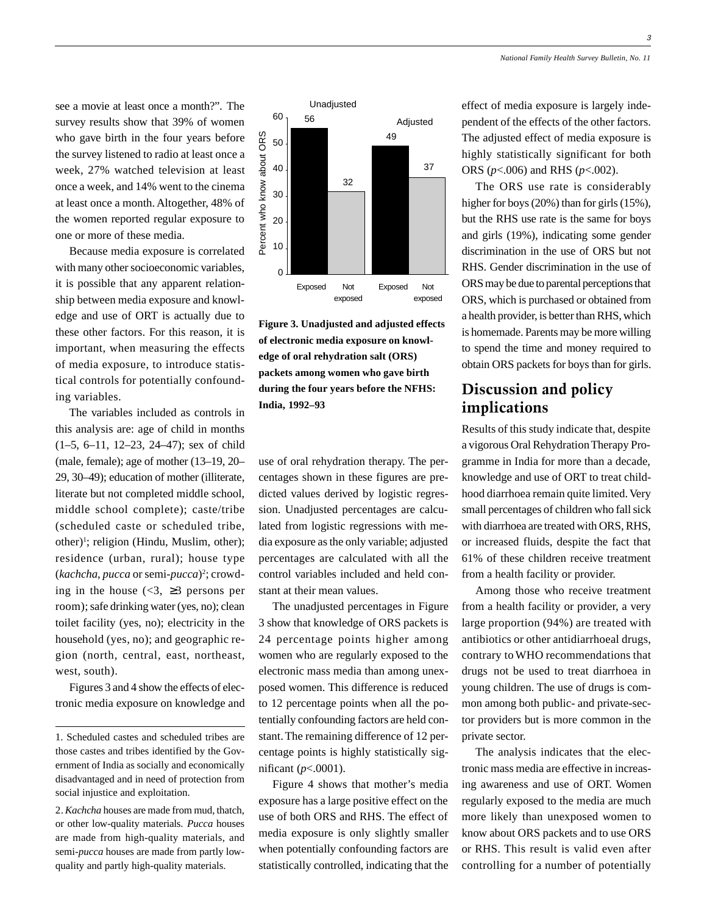see a movie at least once a month?". The survey results show that 39% of women who gave birth in the four years before the survey listened to radio at least once a week, 27% watched television at least once a week, and 14% went to the cinema at least once a month. Altogether, 48% of the women reported regular exposure to one or more of these media.

Because media exposure is correlated with many other socioeconomic variables, it is possible that any apparent relationship between media exposure and knowledge and use of ORT is actually due to these other factors. For this reason, it is important, when measuring the effects of media exposure, to introduce statistical controls for potentially confounding variables.

The variables included as controls in this analysis are: age of child in months (1–5, 6–11, 12–23, 24–47); sex of child (male, female); age of mother (13–19, 20–29, 30–49); education of mother (illiterate, literate but not completed middle school, middle school complete); caste/tribe (scheduled caste or scheduled tribe, other)[1]; religion (Hindu, Muslim, other); residence (urban, rural); house type (*kachcha*, *pucca* or semi-*pucca*)[2]; crowding in the house (<3, ≥3 persons per room); safe drinking water (yes, no); clean toilet facility (yes, no); electricity in the household (yes, no); and geographic region (north, central, east, northeast, west, south).

Figures 3 and 4 show the effects of electronic media exposure on knowledge and use of oral rehydration therapy. The percentages shown in these figures are predicted values derived by logistic regression. Unadjusted percentages are calculated from logistic regressions with media exposure as the only variable; adjusted percentages are calculated with all the control variables included and held constant at their mean values.

| | Exposed | Not exposed |
|---|---|---|
| Unadjusted | 56 | 32 |
| Adjusted | 49 | 37 |

(Percent who know about ORS)

**Figure 3. Unadjusted and adjusted effects of electronic media exposure on knowledge of oral rehydration salt (ORS) packets among women who gave birth during the four years before the NFHS: India, 1992–93**

The unadjusted percentages in Figure 3 show that knowledge of ORS packets is 24 percentage points higher among women who are regularly exposed to the electronic mass media than among unexposed women. This difference is reduced to 12 percentage points when all the potentially confounding factors are held constant. The remaining difference of 12 percentage points is highly statistically significant ($p<.0001$).

Figure 4 shows that mother's media exposure has a large positive effect on the use of both ORS and RHS. The effect of media exposure is only slightly smaller when potentially confounding factors are statistically controlled, indicating that the effect of media exposure is largely independent of the effects of the other factors. The adjusted effect of media exposure is highly statistically significant for both ORS ($p<.006$) and RHS ($p<.002$).

The ORS use rate is considerably higher for boys (20%) than for girls (15%), but the RHS use rate is the same for boys and girls (19%), indicating some gender discrimination in the use of ORS but not RHS. Gender discrimination in the use of ORS may be due to parental perceptions that ORS, which is purchased or obtained from a health provider, is better than RHS, which is homemade. Parents may be more willing to spend the time and money required to obtain ORS packets for boys than for girls.

## Discussion and policy implications

Results of this study indicate that, despite a vigorous Oral Rehydration Therapy Programme in India for more than a decade, knowledge and use of ORT to treat childhood diarrhoea remain quite limited. Very small percentages of children who fall sick with diarrhoea are treated with ORS, RHS, or increased fluids, despite the fact that 61% of these children receive treatment from a health facility or provider.

Among those who receive treatment from a health facility or provider, a very large proportion (94%) are treated with antibiotics or other antidiarrhoeal drugs, contrary to WHO recommendations that drugs not be used to treat diarrhoea in young children. The use of drugs is common among both public- and private-sector providers but is more common in the private sector.

The analysis indicates that the electronic mass media are effective in increasing awareness and use of ORT. Women regularly exposed to the media are much more likely than unexposed women to know about ORS packets and to use ORS or RHS. This result is valid even after controlling for a number of potentially

---

1. Scheduled castes and scheduled tribes are those castes and tribes identified by the Government of India as socially and economically disadvantaged and in need of protection from social injustice and exploitation.

2. *Kachcha* houses are made from mud, thatch, or other low-quality materials. *Pucca* houses are made from high-quality materials, and semi-*pucca* houses are made from partly low-quality and partly high-quality materials.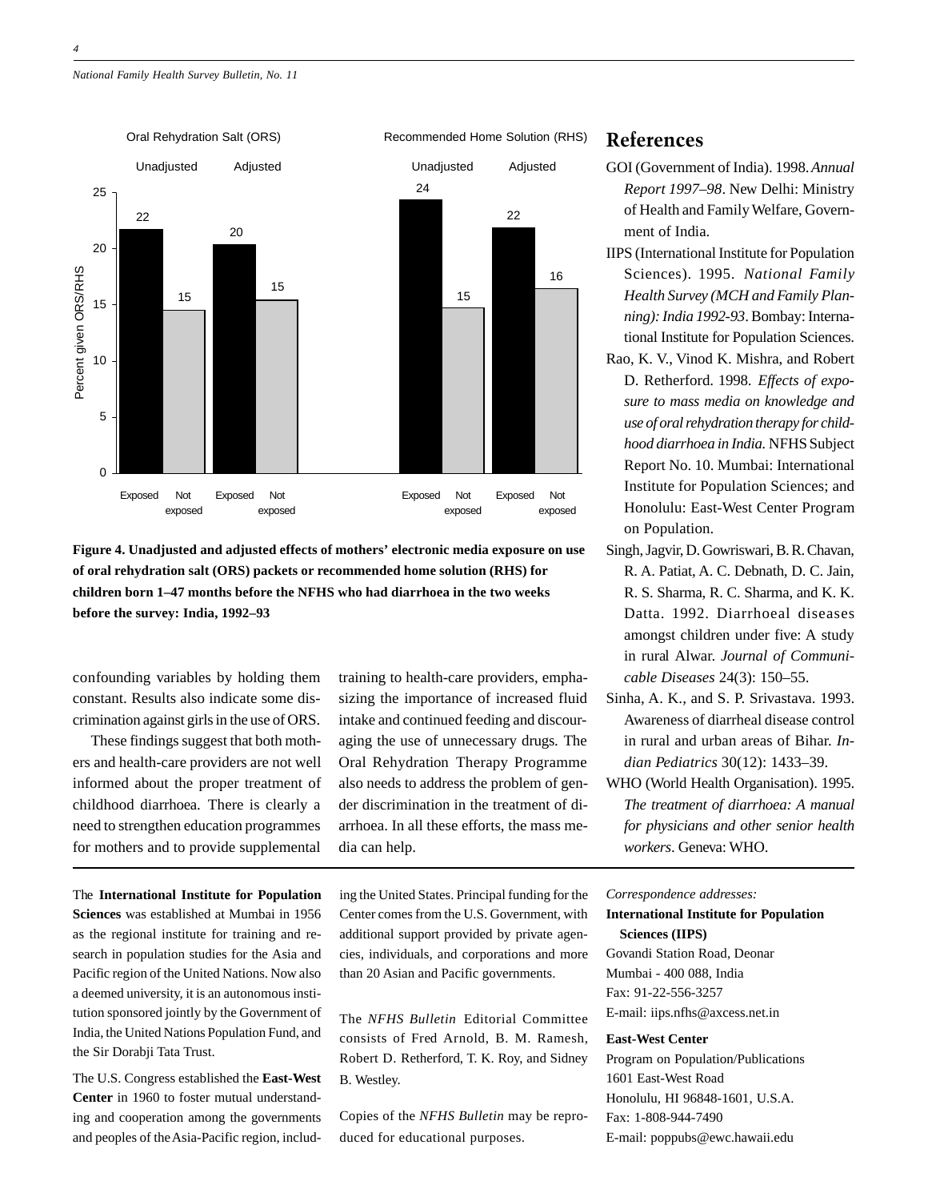Oral Rehydration Salt (ORS)

Recommended Home Solution (RHS)

Unadjusted Adjusted

Unadjusted Adjusted

Percent given ORS/RHS

25
20
15
10
5
0

22 15 20 15 24 15 22 16

Exposed Not exposed Exposed Not exposed Exposed Not exposed Exposed Not exposed

**Figure 4. Unadjusted and adjusted effects of mothers' electronic media exposure on use of oral rehydration salt (ORS) packets or recommended home solution (RHS) for children born 1–47 months before the NFHS who had diarrhoea in the two weeks before the survey: India, 1992–93**

confounding variables by holding them constant. Results also indicate some discrimination against girls in the use of ORS.

These findings suggest that both mothers and health-care providers are not well informed about the proper treatment of childhood diarrhoea. There is clearly a need to strengthen education programmes for mothers and to provide supplemental training to health-care providers, emphasizing the importance of increased fluid intake and continued feeding and discouraging the use of unnecessary drugs. The Oral Rehydration Therapy Programme also needs to address the problem of gender discrimination in the treatment of diarrhoea. In all these efforts, the mass media can help.

## References

GOI (Government of India). 1998. *Annual Report 1997–98*. New Delhi: Ministry of Health and Family Welfare, Government of India.

IIPS (International Institute for Population Sciences). 1995. *National Family Health Survey (MCH and Family Planning): India 1992-93*. Bombay: International Institute for Population Sciences.

Rao, K. V., Vinod K. Mishra, and Robert D. Retherford. 1998. *Effects of exposure to mass media on knowledge and use of oral rehydration therapy for childhood diarrhoea in India.* NFHS Subject Report No. 10. Mumbai: International Institute for Population Sciences; and Honolulu: East-West Center Program on Population.

Singh, Jagvir, D. Gowriswari, B. R. Chavan, R. A. Patiat, A. C. Debnath, D. C. Jain, R. S. Sharma, R. C. Sharma, and K. K. Datta. 1992. Diarrhoeal diseases amongst children under five: A study in rural Alwar. *Journal of Communicable Diseases* 24(3): 150–55.

Sinha, A. K., and S. P. Srivastava. 1993. Awareness of diarrheal disease control in rural and urban areas of Bihar. *Indian Pediatrics* 30(12): 1433–39.

WHO (World Health Organisation). 1995. *The treatment of diarrhoea: A manual for physicians and other senior health workers*. Geneva: WHO.

---

The **International Institute for Population Sciences** was established at Mumbai in 1956 as the regional institute for training and research in population studies for the Asia and Pacific region of the United Nations. Now also a deemed university, it is an autonomous institution sponsored jointly by the Government of India, the United Nations Population Fund, and the Sir Dorabji Tata Trust.

The U.S. Congress established the **East-West Center** in 1960 to foster mutual understanding and cooperation among the governments and peoples of the Asia-Pacific region, including the United States. Principal funding for the Center comes from the U.S. Government, with additional support provided by private agencies, individuals, and corporations and more than 20 Asian and Pacific governments.

The *NFHS Bulletin* Editorial Committee consists of Fred Arnold, B. M. Ramesh, Robert D. Retherford, T. K. Roy, and Sidney B. Westley.

Copies of the *NFHS Bulletin* may be reproduced for educational purposes.

*Correspondence addresses:*

**International Institute for Population Sciences (IIPS)**
Govandi Station Road, Deonar
Mumbai - 400 088, India
Fax: 91-22-556-3257
E-mail: iips.nfhs@axcess.net.in

**East-West Center**
Program on Population/Publications
1601 East-West Road
Honolulu, HI 96848-1601, U.S.A.
Fax: 1-808-944-7490
E-mail: poppubs@ewc.hawaii.edu